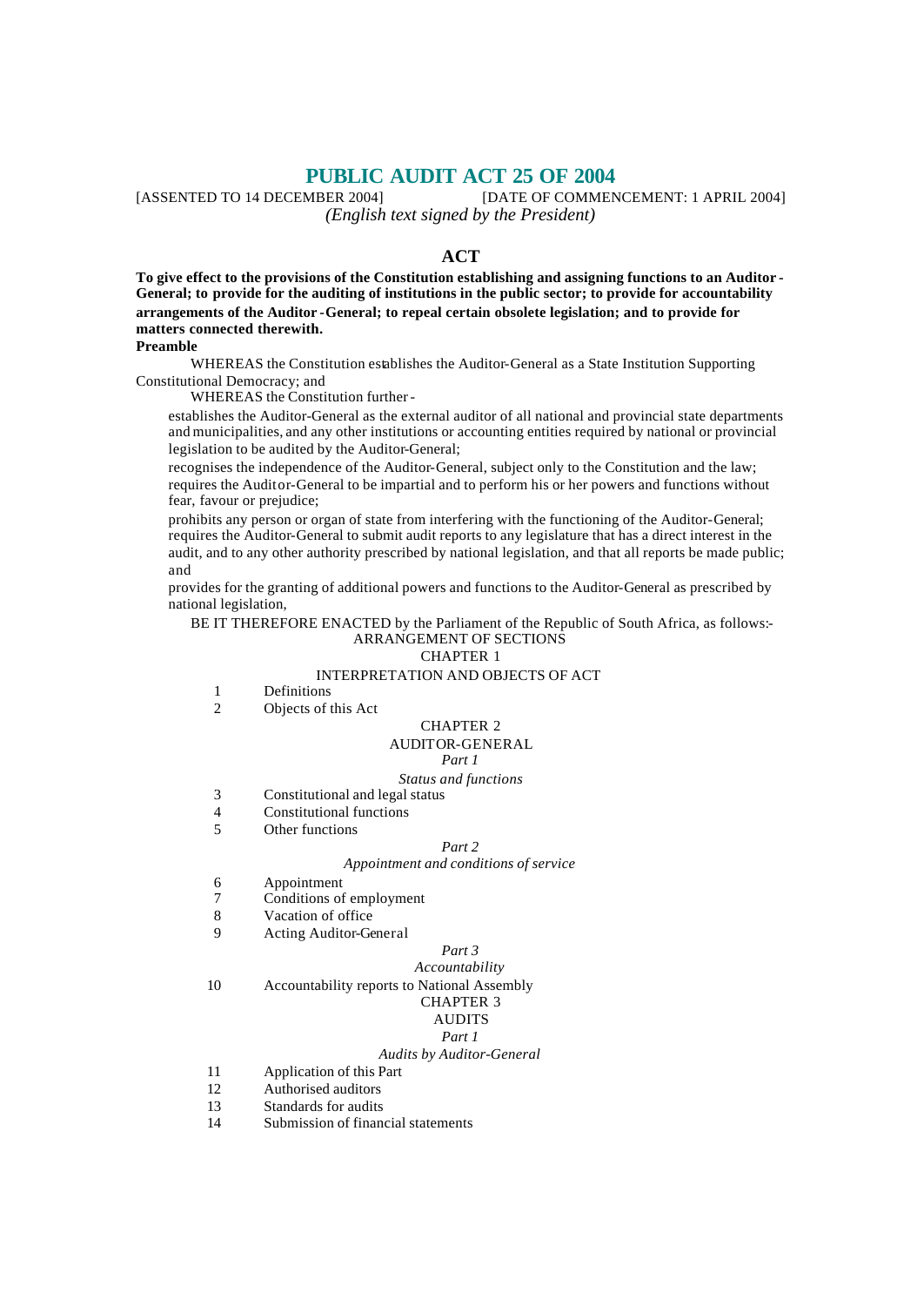# PUBLIC AUDIT ACT 25 OF 2004

[ASSENTED TO 14 DECEMBER 2004] [DATE OF COMMENCEMENT: 1 APRIL 2004]

*(English text signed by the President)*

## ACT

**To give effect to the provisions of the Constitution establishing and assigning functions to an Auditor-General; to provide for the auditing of institutions in the public sector; to provide for accountability arrangements of the Auditor-General; to repeal certain obsolete legislation; and to provide for matters connected therewith.**

**Preamble**

WHEREAS the Constitution establishes the Auditor-General as a State Institution Supporting Constitutional Democracy; and

WHEREAS the Constitution further-

establishes the Auditor-General as the external auditor of all national and provincial state departments and municipalities, and any other institutions or accounting entities required by national or provincial legislation to be audited by the Auditor-General;

recognises the independence of the Auditor-General, subject only to the Constitution and the law;

requires the Auditor-General to be impartial and to perform his or her powers and functions without fear, favour or prejudice;

prohibits any person or organ of state from interfering with the functioning of the Auditor-General;

requires the Auditor-General to submit audit reports to any legislature that has a direct interest in the audit, and to any other authority prescribed by national legislation, and that all reports be made public; and

provides for the granting of additional powers and functions to the Auditor-General as prescribed by national legislation,

BE IT THEREFORE ENACTED by the Parliament of the Republic of South Africa, as follows:-

ARRANGEMENT OF SECTIONS

CHAPTER 1

INTERPRETATION AND OBJECTS OF ACT

1 Definitions
2 Objects of this Act

CHAPTER 2

AUDITOR-GENERAL

*Part 1*

*Status and functions*

3 Constitutional and legal status
4 Constitutional functions
5 Other functions

*Part 2*

*Appointment and conditions of service*

6 Appointment
7 Conditions of employment
8 Vacation of office
9 Acting Auditor-General

*Part 3*

*Accountability*

10 Accountability reports to National Assembly

CHAPTER 3

AUDITS

*Part 1*

*Audits by Auditor-General*

11 Application of this Part
12 Authorised auditors
13 Standards for audits
14 Submission of financial statements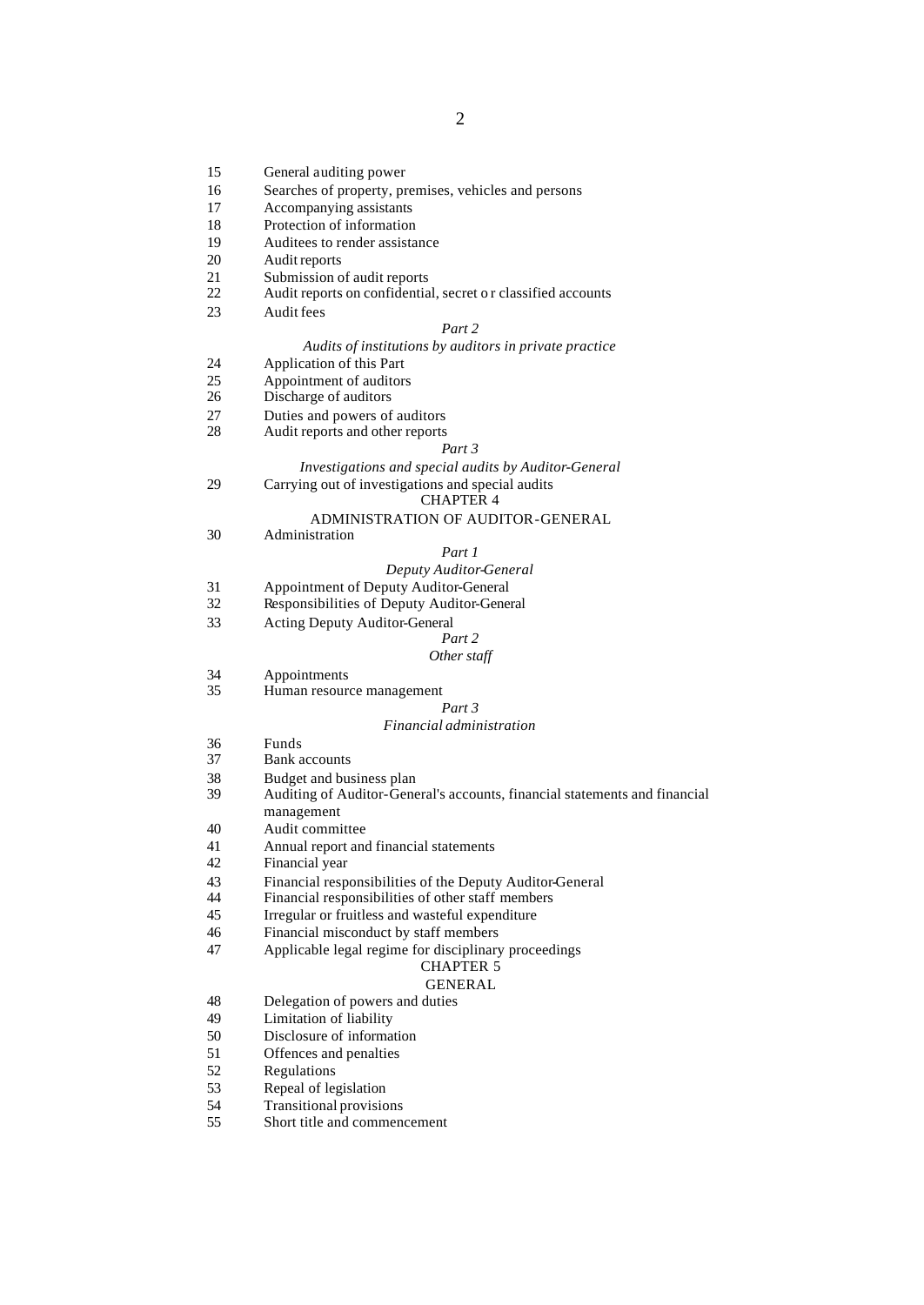15 General auditing power
16 Searches of property, premises, vehicles and persons
17 Accompanying assistants
18 Protection of information
19 Auditees to render assistance
20 Audit reports
21 Submission of audit reports
22 Audit reports on confidential, secret or classified accounts
23 Audit fees

*Part 2*

*Audits of institutions by auditors in private practice*

24 Application of this Part
25 Appointment of auditors
26 Discharge of auditors
27 Duties and powers of auditors
28 Audit reports and other reports

*Part 3*

*Investigations and special audits by Auditor-General*

29 Carrying out of investigations and special audits

CHAPTER 4

ADMINISTRATION OF AUDITOR-GENERAL

30 Administration

*Part 1*

*Deputy Auditor-General*

31 Appointment of Deputy Auditor-General
32 Responsibilities of Deputy Auditor-General
33 Acting Deputy Auditor-General

*Part 2*

*Other staff*

34 Appointments
35 Human resource management

*Part 3*

*Financial administration*

36 Funds
37 Bank accounts
38 Budget and business plan
39 Auditing of Auditor-General's accounts, financial statements and financial management
40 Audit committee
41 Annual report and financial statements
42 Financial year
43 Financial responsibilities of the Deputy Auditor-General
44 Financial responsibilities of other staff members
45 Irregular or fruitless and wasteful expenditure
46 Financial misconduct by staff members
47 Applicable legal regime for disciplinary proceedings

CHAPTER 5

GENERAL

48 Delegation of powers and duties
49 Limitation of liability
50 Disclosure of information
51 Offences and penalties
52 Regulations
53 Repeal of legislation
54 Transitional provisions
55 Short title and commencement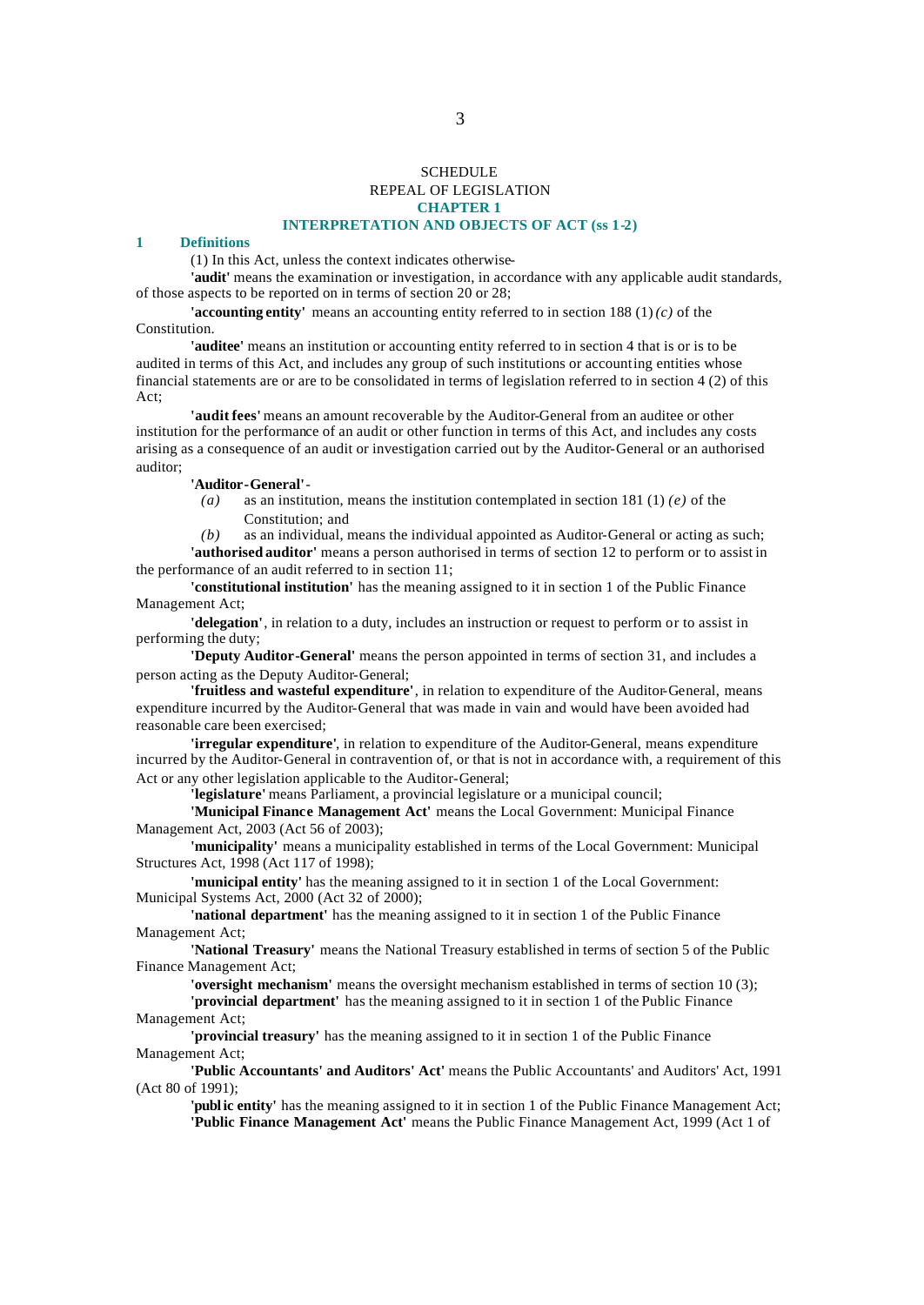SCHEDULE

REPEAL OF LEGISLATION

## CHAPTER 1

## INTERPRETATION AND OBJECTS OF ACT (ss 1-2)

### 1 Definitions

(1) In this Act, unless the context indicates otherwise-

**'audit'** means the examination or investigation, in accordance with any applicable audit standards, of those aspects to be reported on in terms of section 20 or 28;

**'accounting entity'** means an accounting entity referred to in section 188 (1) *(c)* of the Constitution.

**'auditee'** means an institution or accounting entity referred to in section 4 that is or is to be audited in terms of this Act, and includes any group of such institutions or accounting entities whose financial statements are or are to be consolidated in terms of legislation referred to in section 4 (2) of this Act;

**'audit fees'** means an amount recoverable by the Auditor-General from an auditee or other institution for the performance of an audit or other function in terms of this Act, and includes any costs arising as a consequence of an audit or investigation carried out by the Auditor-General or an authorised auditor;

**'Auditor-General'**-

*(a)* as an institution, means the institution contemplated in section 181 (1) *(e)* of the Constitution; and

*(b)* as an individual, means the individual appointed as Auditor-General or acting as such;

**'authorised auditor'** means a person authorised in terms of section 12 to perform or to assist in the performance of an audit referred to in section 11;

**'constitutional institution'** has the meaning assigned to it in section 1 of the Public Finance Management Act;

**'delegation'**, in relation to a duty, includes an instruction or request to perform or to assist in performing the duty;

**'Deputy Auditor-General'** means the person appointed in terms of section 31, and includes a person acting as the Deputy Auditor-General;

**'fruitless and wasteful expenditure'**, in relation to expenditure of the Auditor-General, means expenditure incurred by the Auditor-General that was made in vain and would have been avoided had reasonable care been exercised;

**'irregular expenditure'**, in relation to expenditure of the Auditor-General, means expenditure incurred by the Auditor-General in contravention of, or that is not in accordance with, a requirement of this Act or any other legislation applicable to the Auditor-General;

**'legislature'** means Parliament, a provincial legislature or a municipal council;

**'Municipal Finance Management Act'** means the Local Government: Municipal Finance Management Act, 2003 (Act 56 of 2003);

**'municipality'** means a municipality established in terms of the Local Government: Municipal Structures Act, 1998 (Act 117 of 1998);

**'municipal entity'** has the meaning assigned to it in section 1 of the Local Government: Municipal Systems Act, 2000 (Act 32 of 2000);

**'national department'** has the meaning assigned to it in section 1 of the Public Finance Management Act;

**'National Treasury'** means the National Treasury established in terms of section 5 of the Public Finance Management Act;

**'oversight mechanism'** means the oversight mechanism established in terms of section 10 (3);

**'provincial department'** has the meaning assigned to it in section 1 of the Public Finance Management Act;

**'provincial treasury'** has the meaning assigned to it in section 1 of the Public Finance Management Act;

**'Public Accountants' and Auditors' Act'** means the Public Accountants' and Auditors' Act, 1991 (Act 80 of 1991);

**'public entity'** has the meaning assigned to it in section 1 of the Public Finance Management Act;

**'Public Finance Management Act'** means the Public Finance Management Act, 1999 (Act 1 of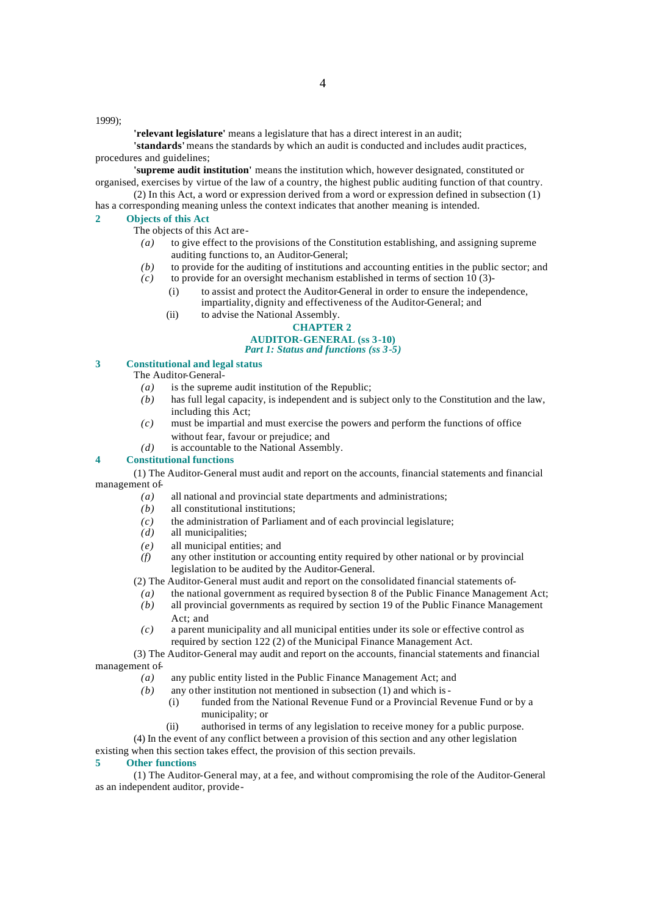1999);

**'relevant legislature'** means a legislature that has a direct interest in an audit;

**'standards'** means the standards by which an audit is conducted and includes audit practices, procedures and guidelines;

**'supreme audit institution'** means the institution which, however designated, constituted or organised, exercises by virtue of the law of a country, the highest public auditing function of that country.

(2) In this Act, a word or expression derived from a word or expression defined in subsection (1) has a corresponding meaning unless the context indicates that another meaning is intended.

**2 Objects of this Act**

The objects of this Act are-

*(a)* to give effect to the provisions of the Constitution establishing, and assigning supreme auditing functions to, an Auditor-General;

*(b)* to provide for the auditing of institutions and accounting entities in the public sector; and

*(c)* to provide for an oversight mechanism established in terms of section 10 (3)-

(i) to assist and protect the Auditor-General in order to ensure the independence, impartiality, dignity and effectiveness of the Auditor-General; and

(ii) to advise the National Assembly.

## CHAPTER 2
## AUDITOR-GENERAL (ss 3-10)
### *Part 1: Status and functions (ss 3-5)*

**3 Constitutional and legal status**

The Auditor-General-

*(a)* is the supreme audit institution of the Republic;

*(b)* has full legal capacity, is independent and is subject only to the Constitution and the law, including this Act;

*(c)* must be impartial and must exercise the powers and perform the functions of office without fear, favour or prejudice; and

*(d)* is accountable to the National Assembly.

**4 Constitutional functions**

(1) The Auditor-General must audit and report on the accounts, financial statements and financial management of-

*(a)* all national and provincial state departments and administrations;

*(b)* all constitutional institutions;

*(c)* the administration of Parliament and of each provincial legislature;

*(d)* all municipalities;

*(e)* all municipal entities; and

*(f)* any other institution or accounting entity required by other national or by provincial legislation to be audited by the Auditor-General.

(2) The Auditor-General must audit and report on the consolidated financial statements of-

*(a)* the national government as required by section 8 of the Public Finance Management Act;

*(b)* all provincial governments as required by section 19 of the Public Finance Management Act; and

*(c)* a parent municipality and all municipal entities under its sole or effective control as required by section 122 (2) of the Municipal Finance Management Act.

(3) The Auditor-General may audit and report on the accounts, financial statements and financial management of-

*(a)* any public entity listed in the Public Finance Management Act; and

*(b)* any other institution not mentioned in subsection (1) and which is-

(i) funded from the National Revenue Fund or a Provincial Revenue Fund or by a municipality; or

(ii) authorised in terms of any legislation to receive money for a public purpose.

(4) In the event of any conflict between a provision of this section and any other legislation existing when this section takes effect, the provision of this section prevails.

**5 Other functions**

(1) The Auditor-General may, at a fee, and without compromising the role of the Auditor-General as an independent auditor, provide-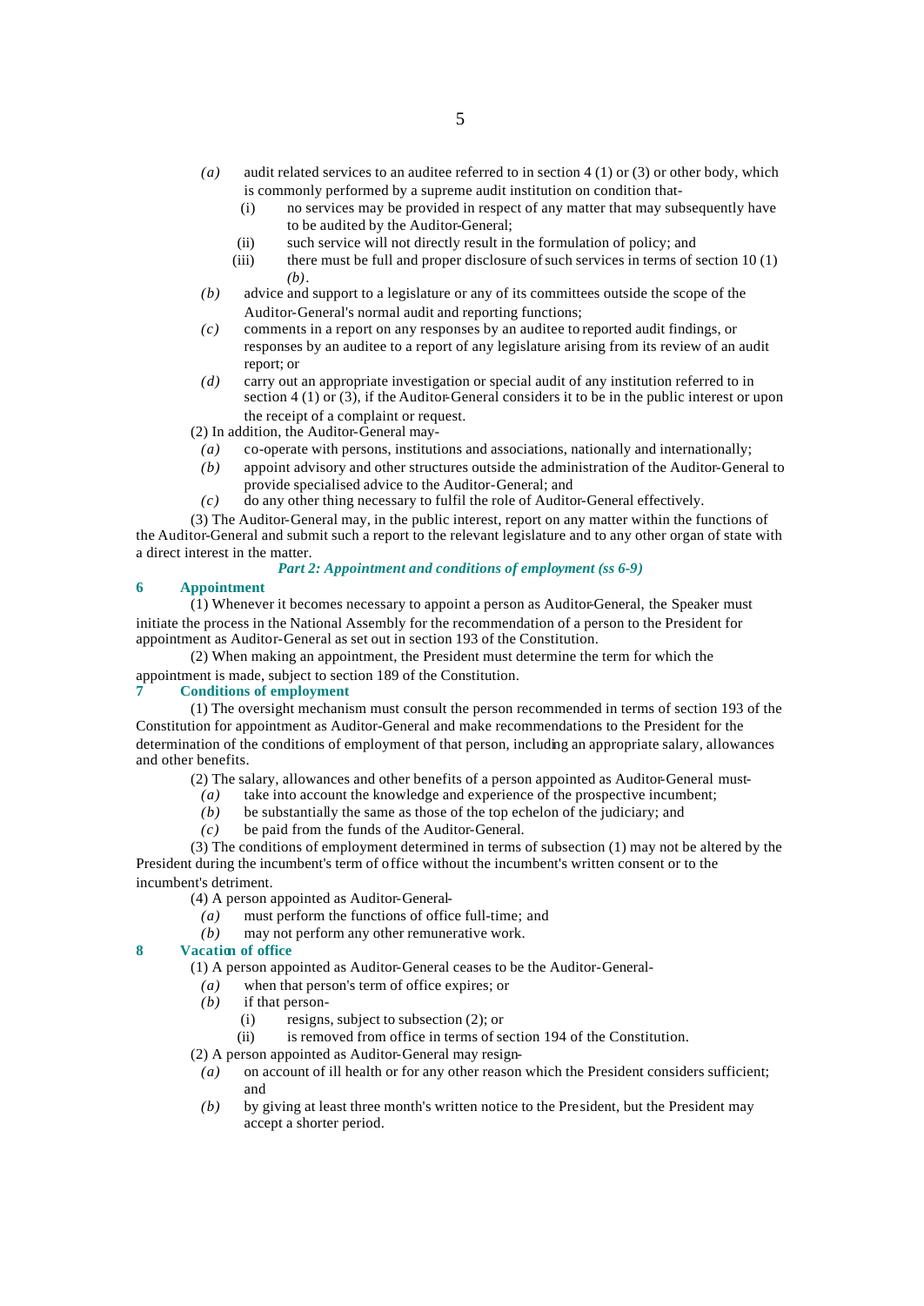*(a)* audit related services to an auditee referred to in section 4 (1) or (3) or other body, which is commonly performed by a supreme audit institution on condition that-

(i) no services may be provided in respect of any matter that may subsequently have to be audited by the Auditor-General;

(ii) such service will not directly result in the formulation of policy; and

(iii) there must be full and proper disclosure of such services in terms of section 10 (1) *(b)*.

*(b)* advice and support to a legislature or any of its committees outside the scope of the Auditor-General's normal audit and reporting functions;

*(c)* comments in a report on any responses by an auditee to reported audit findings, or responses by an auditee to a report of any legislature arising from its review of an audit report; or

*(d)* carry out an appropriate investigation or special audit of any institution referred to in section 4 (1) or (3), if the Auditor-General considers it to be in the public interest or upon the receipt of a complaint or request.

(2) In addition, the Auditor-General may-

*(a)* co-operate with persons, institutions and associations, nationally and internationally;

*(b)* appoint advisory and other structures outside the administration of the Auditor-General to provide specialised advice to the Auditor-General; and

*(c)* do any other thing necessary to fulfil the role of Auditor-General effectively.

(3) The Auditor-General may, in the public interest, report on any matter within the functions of the Auditor-General and submit such a report to the relevant legislature and to any other organ of state with a direct interest in the matter.

***Part 2: Appointment and conditions of employment (ss 6-9)***

**6 Appointment**

(1) Whenever it becomes necessary to appoint a person as Auditor-General, the Speaker must initiate the process in the National Assembly for the recommendation of a person to the President for appointment as Auditor-General as set out in section 193 of the Constitution.

(2) When making an appointment, the President must determine the term for which the appointment is made, subject to section 189 of the Constitution.

**7 Conditions of employment**

(1) The oversight mechanism must consult the person recommended in terms of section 193 of the Constitution for appointment as Auditor-General and make recommendations to the President for the determination of the conditions of employment of that person, including an appropriate salary, allowances and other benefits.

(2) The salary, allowances and other benefits of a person appointed as Auditor-General must-

*(a)* take into account the knowledge and experience of the prospective incumbent;

*(b)* be substantially the same as those of the top echelon of the judiciary; and

*(c)* be paid from the funds of the Auditor-General.

(3) The conditions of employment determined in terms of subsection (1) may not be altered by the President during the incumbent's term of office without the incumbent's written consent or to the incumbent's detriment.

(4) A person appointed as Auditor-General-

*(a)* must perform the functions of office full-time; and

*(b)* may not perform any other remunerative work.

**8 Vacation of office**

(1) A person appointed as Auditor-General ceases to be the Auditor-General-

*(a)* when that person's term of office expires; or

*(b)* if that person-

(i) resigns, subject to subsection (2); or

(ii) is removed from office in terms of section 194 of the Constitution.

(2) A person appointed as Auditor-General may resign-

*(a)* on account of ill health or for any other reason which the President considers sufficient; and

*(b)* by giving at least three month's written notice to the President, but the President may accept a shorter period.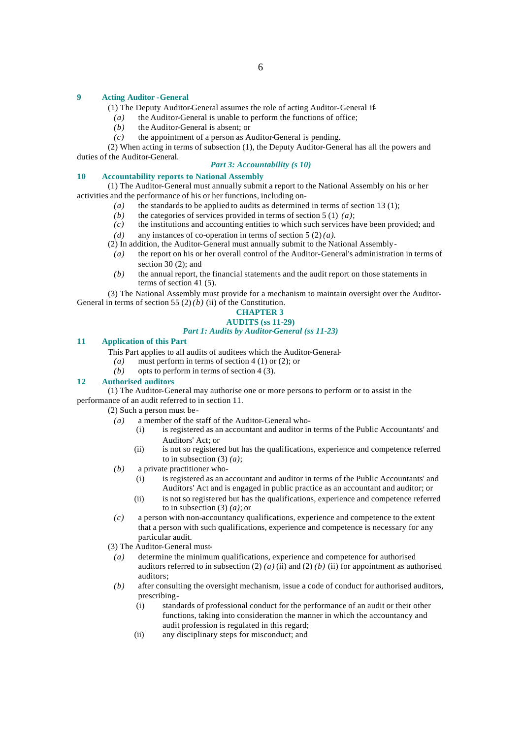### 9 Acting Auditor-General

(1) The Deputy Auditor-General assumes the role of acting Auditor-General if-

*(a)* the Auditor-General is unable to perform the functions of office;

*(b)* the Auditor-General is absent; or

*(c)* the appointment of a person as Auditor-General is pending.

(2) When acting in terms of subsection (1), the Deputy Auditor-General has all the powers and duties of the Auditor-General.

*Part 3: Accountability (s 10)*

### 10 Accountability reports to National Assembly

(1) The Auditor-General must annually submit a report to the National Assembly on his or her activities and the performance of his or her functions, including on-

*(a)* the standards to be applied to audits as determined in terms of section 13 (1);

*(b)* the categories of services provided in terms of section 5 (1) *(a)*;

*(c)* the institutions and accounting entities to which such services have been provided; and

*(d)* any instances of co-operation in terms of section 5 (2) *(a)*.

(2) In addition, the Auditor-General must annually submit to the National Assembly-

*(a)* the report on his or her overall control of the Auditor-General's administration in terms of section 30 (2); and

*(b)* the annual report, the financial statements and the audit report on those statements in terms of section 41 (5).

(3) The National Assembly must provide for a mechanism to maintain oversight over the Auditor-General in terms of section 55 (2) *(b)* (ii) of the Constitution.

## CHAPTER 3
## AUDITS (ss 11-29)

*Part 1: Audits by Auditor-General (ss 11-23)*

### 11 Application of this Part

This Part applies to all audits of auditees which the Auditor-General-

*(a)* must perform in terms of section 4 (1) or (2); or

*(b)* opts to perform in terms of section 4 (3).

### 12 Authorised auditors

(1) The Auditor-General may authorise one or more persons to perform or to assist in the performance of an audit referred to in section 11.

(2) Such a person must be-

*(a)* a member of the staff of the Auditor-General who-

(i) is registered as an accountant and auditor in terms of the Public Accountants' and Auditors' Act; or

(ii) is not so registered but has the qualifications, experience and competence referred to in subsection (3) *(a)*;

*(b)* a private practitioner who-

(i) is registered as an accountant and auditor in terms of the Public Accountants' and Auditors' Act and is engaged in public practice as an accountant and auditor; or

(ii) is not so registered but has the qualifications, experience and competence referred to in subsection (3) *(a)*; or

*(c)* a person with non-accountancy qualifications, experience and competence to the extent that a person with such qualifications, experience and competence is necessary for any particular audit.

(3) The Auditor-General must-

*(a)* determine the minimum qualifications, experience and competence for authorised auditors referred to in subsection (2) *(a)* (ii) and (2) *(b)* (ii) for appointment as authorised auditors;

*(b)* after consulting the oversight mechanism, issue a code of conduct for authorised auditors, prescribing-

(i) standards of professional conduct for the performance of an audit or their other functions, taking into consideration the manner in which the accountancy and audit profession is regulated in this regard;

(ii) any disciplinary steps for misconduct; and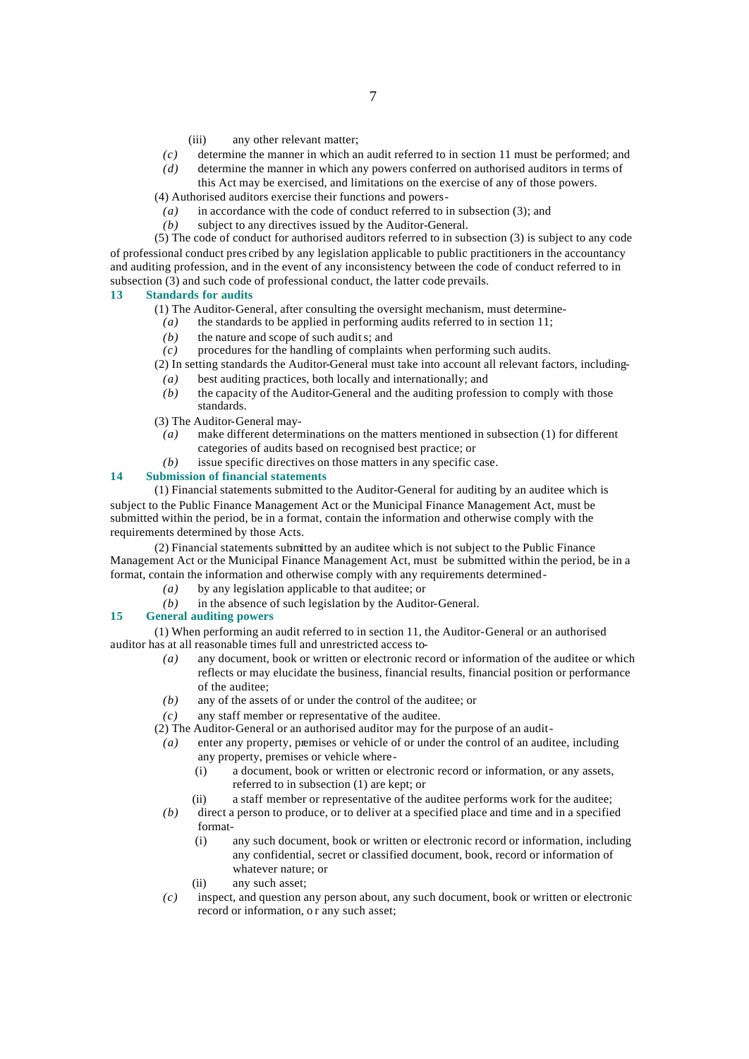(iii) any other relevant matter;

*(c)* determine the manner in which an audit referred to in section 11 must be performed; and

*(d)* determine the manner in which any powers conferred on authorised auditors in terms of this Act may be exercised, and limitations on the exercise of any of those powers.

(4) Authorised auditors exercise their functions and powers-

*(a)* in accordance with the code of conduct referred to in subsection (3); and

*(b)* subject to any directives issued by the Auditor-General.

(5) The code of conduct for authorised auditors referred to in subsection (3) is subject to any code of professional conduct prescribed by any legislation applicable to public practitioners in the accountancy and auditing profession, and in the event of any inconsistency between the code of conduct referred to in subsection (3) and such code of professional conduct, the latter code prevails.

### 13 Standards for audits

(1) The Auditor-General, after consulting the oversight mechanism, must determine-

*(a)* the standards to be applied in performing audits referred to in section 11;

*(b)* the nature and scope of such audits; and

*(c)* procedures for the handling of complaints when performing such audits.

(2) In setting standards the Auditor-General must take into account all relevant factors, including-

*(a)* best auditing practices, both locally and internationally; and

*(b)* the capacity of the Auditor-General and the auditing profession to comply with those standards.

(3) The Auditor-General may-

*(a)* make different determinations on the matters mentioned in subsection (1) for different categories of audits based on recognised best practice; or

*(b)* issue specific directives on those matters in any specific case.

### 14 Submission of financial statements

(1) Financial statements submitted to the Auditor-General for auditing by an auditee which is subject to the Public Finance Management Act or the Municipal Finance Management Act, must be submitted within the period, be in a format, contain the information and otherwise comply with the requirements determined by those Acts.

(2) Financial statements submitted by an auditee which is not subject to the Public Finance Management Act or the Municipal Finance Management Act, must be submitted within the period, be in a format, contain the information and otherwise comply with any requirements determined-

*(a)* by any legislation applicable to that auditee; or

*(b)* in the absence of such legislation by the Auditor-General.

### 15 General auditing powers

(1) When performing an audit referred to in section 11, the Auditor-General or an authorised auditor has at all reasonable times full and unrestricted access to-

*(a)* any document, book or written or electronic record or information of the auditee or which reflects or may elucidate the business, financial results, financial position or performance of the auditee;

*(b)* any of the assets of or under the control of the auditee; or

*(c)* any staff member or representative of the auditee.

(2) The Auditor-General or an authorised auditor may for the purpose of an audit-

*(a)* enter any property, premises or vehicle of or under the control of an auditee, including any property, premises or vehicle where-

(i) a document, book or written or electronic record or information, or any assets, referred to in subsection (1) are kept; or

(ii) a staff member or representative of the auditee performs work for the auditee;

*(b)* direct a person to produce, or to deliver at a specified place and time and in a specified format-

(i) any such document, book or written or electronic record or information, including any confidential, secret or classified document, book, record or information of whatever nature; or

(ii) any such asset;

*(c)* inspect, and question any person about, any such document, book or written or electronic record or information, or any such asset;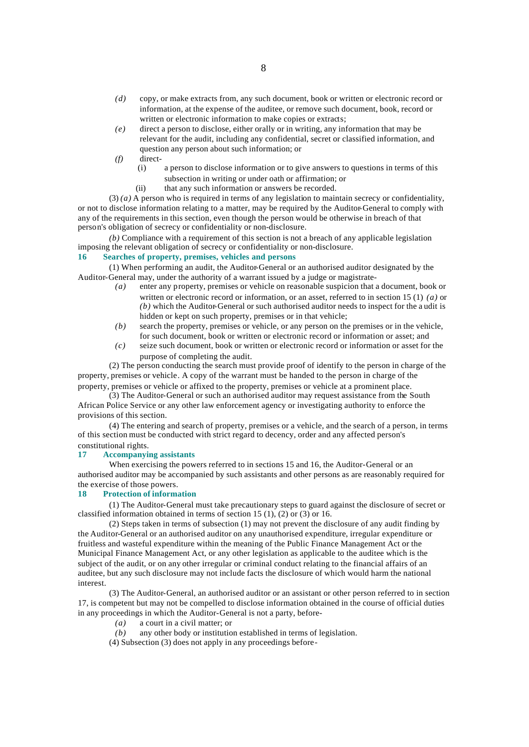*(d)* copy, or make extracts from, any such document, book or written or electronic record or information, at the expense of the auditee, or remove such document, book, record or written or electronic information to make copies or extracts;

*(e)* direct a person to disclose, either orally or in writing, any information that may be relevant for the audit, including any confidential, secret or classified information, and question any person about such information; or

*(f)* direct-

(i) a person to disclose information or to give answers to questions in terms of this subsection in writing or under oath or affirmation; or

(ii) that any such information or answers be recorded.

(3) *(a)* A person who is required in terms of any legislation to maintain secrecy or confidentiality, or not to disclose information relating to a matter, may be required by the Auditor-General to comply with any of the requirements in this section, even though the person would be otherwise in breach of that person's obligation of secrecy or confidentiality or non-disclosure.

*(b)* Compliance with a requirement of this section is not a breach of any applicable legislation imposing the relevant obligation of secrecy or confidentiality or non-disclosure.

**16 Searches of property, premises, vehicles and persons**

(1) When performing an audit, the Auditor-General or an authorised auditor designated by the Auditor-General may, under the authority of a warrant issued by a judge or magistrate-

*(a)* enter any property, premises or vehicle on reasonable suspicion that a document, book or written or electronic record or information, or an asset, referred to in section 15 (1) *(a)* or *(b)* which the Auditor-General or such authorised auditor needs to inspect for the audit is hidden or kept on such property, premises or in that vehicle;

*(b)* search the property, premises or vehicle, or any person on the premises or in the vehicle, for such document, book or written or electronic record or information or asset; and

*(c)* seize such document, book or written or electronic record or information or asset for the purpose of completing the audit.

(2) The person conducting the search must provide proof of identify to the person in charge of the property, premises or vehicle. A copy of the warrant must be handed to the person in charge of the property, premises or vehicle or affixed to the property, premises or vehicle at a prominent place.

(3) The Auditor-General or such an authorised auditor may request assistance from the South African Police Service or any other law enforcement agency or investigating authority to enforce the provisions of this section.

(4) The entering and search of property, premises or a vehicle, and the search of a person, in terms of this section must be conducted with strict regard to decency, order and any affected person's constitutional rights.

**17 Accompanying assistants**

When exercising the powers referred to in sections 15 and 16, the Auditor-General or an authorised auditor may be accompanied by such assistants and other persons as are reasonably required for the exercise of those powers.

**18 Protection of information**

(1) The Auditor-General must take precautionary steps to guard against the disclosure of secret or classified information obtained in terms of section 15 (1), (2) or (3) or 16.

(2) Steps taken in terms of subsection (1) may not prevent the disclosure of any audit finding by the Auditor-General or an authorised auditor on any unauthorised expenditure, irregular expenditure or fruitless and wasteful expenditure within the meaning of the Public Finance Management Act or the Municipal Finance Management Act, or any other legislation as applicable to the auditee which is the subject of the audit, or on any other irregular or criminal conduct relating to the financial affairs of an auditee, but any such disclosure may not include facts the disclosure of which would harm the national interest.

(3) The Auditor-General, an authorised auditor or an assistant or other person referred to in section 17, is competent but may not be compelled to disclose information obtained in the course of official duties in any proceedings in which the Auditor-General is not a party, before-

*(a)* a court in a civil matter; or

*(b)* any other body or institution established in terms of legislation.

(4) Subsection (3) does not apply in any proceedings before-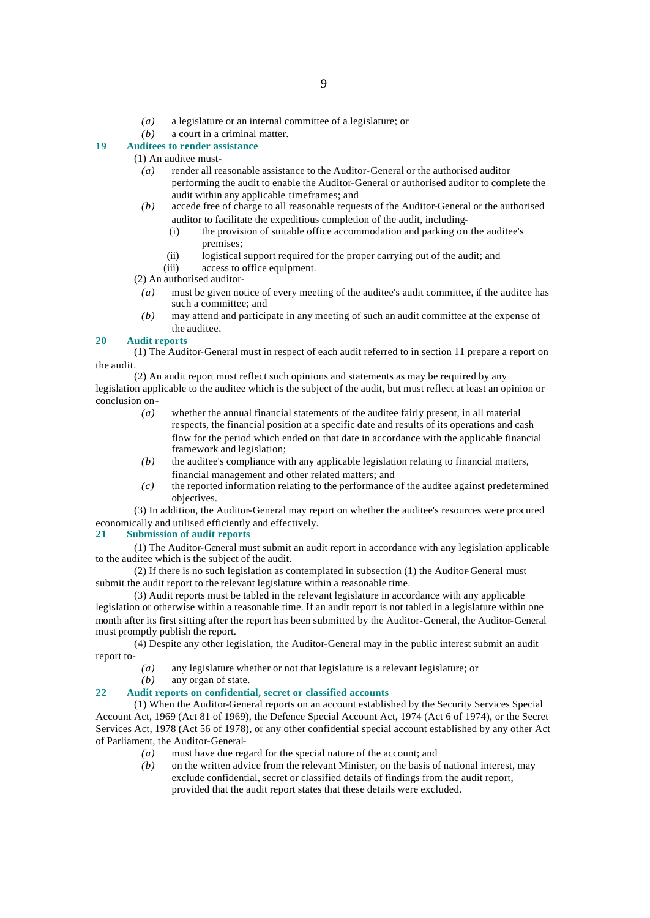*(a)* a legislature or an internal committee of a legislature; or

*(b)* a court in a criminal matter.

**19 Auditees to render assistance**

(1) An auditee must-

*(a)* render all reasonable assistance to the Auditor-General or the authorised auditor performing the audit to enable the Auditor-General or authorised auditor to complete the audit within any applicable timeframes; and

*(b)* accede free of charge to all reasonable requests of the Auditor-General or the authorised auditor to facilitate the expeditious completion of the audit, including-

(i) the provision of suitable office accommodation and parking on the auditee's premises;

(ii) logistical support required for the proper carrying out of the audit; and

(iii) access to office equipment.

(2) An authorised auditor-

*(a)* must be given notice of every meeting of the auditee's audit committee, if the auditee has such a committee; and

*(b)* may attend and participate in any meeting of such an audit committee at the expense of the auditee.

**20 Audit reports**

(1) The Auditor-General must in respect of each audit referred to in section 11 prepare a report on the audit.

(2) An audit report must reflect such opinions and statements as may be required by any legislation applicable to the auditee which is the subject of the audit, but must reflect at least an opinion or conclusion on-

*(a)* whether the annual financial statements of the auditee fairly present, in all material respects, the financial position at a specific date and results of its operations and cash flow for the period which ended on that date in accordance with the applicable financial framework and legislation;

*(b)* the auditee's compliance with any applicable legislation relating to financial matters, financial management and other related matters; and

*(c)* the reported information relating to the performance of the auditee against predetermined objectives.

(3) In addition, the Auditor-General may report on whether the auditee's resources were procured economically and utilised efficiently and effectively.

**21 Submission of audit reports**

(1) The Auditor-General must submit an audit report in accordance with any legislation applicable to the auditee which is the subject of the audit.

(2) If there is no such legislation as contemplated in subsection (1) the Auditor-General must submit the audit report to the relevant legislature within a reasonable time.

(3) Audit reports must be tabled in the relevant legislature in accordance with any applicable legislation or otherwise within a reasonable time. If an audit report is not tabled in a legislature within one month after its first sitting after the report has been submitted by the Auditor-General, the Auditor-General must promptly publish the report.

(4) Despite any other legislation, the Auditor-General may in the public interest submit an audit report to-

*(a)* any legislature whether or not that legislature is a relevant legislature; or

*(b)* any organ of state.

**22 Audit reports on confidential, secret or classified accounts**

(1) When the Auditor-General reports on an account established by the Security Services Special Account Act, 1969 (Act 81 of 1969), the Defence Special Account Act, 1974 (Act 6 of 1974), or the Secret Services Act, 1978 (Act 56 of 1978), or any other confidential special account established by any other Act of Parliament, the Auditor-General-

*(a)* must have due regard for the special nature of the account; and

*(b)* on the written advice from the relevant Minister, on the basis of national interest, may exclude confidential, secret or classified details of findings from the audit report, provided that the audit report states that these details were excluded.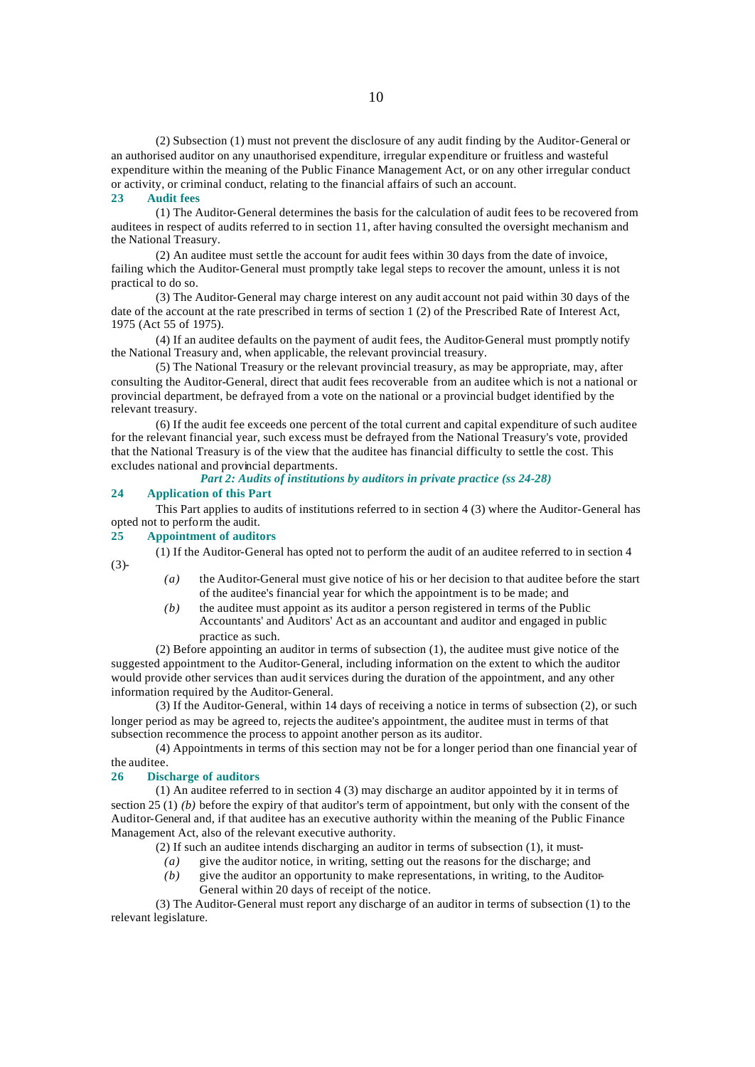(2) Subsection (1) must not prevent the disclosure of any audit finding by the Auditor-General or an authorised auditor on any unauthorised expenditure, irregular expenditure or fruitless and wasteful expenditure within the meaning of the Public Finance Management Act, or on any other irregular conduct or activity, or criminal conduct, relating to the financial affairs of such an account.

### 23 Audit fees

(1) The Auditor-General determines the basis for the calculation of audit fees to be recovered from auditees in respect of audits referred to in section 11, after having consulted the oversight mechanism and the National Treasury.

(2) An auditee must settle the account for audit fees within 30 days from the date of invoice, failing which the Auditor-General must promptly take legal steps to recover the amount, unless it is not practical to do so.

(3) The Auditor-General may charge interest on any audit account not paid within 30 days of the date of the account at the rate prescribed in terms of section 1 (2) of the Prescribed Rate of Interest Act, 1975 (Act 55 of 1975).

(4) If an auditee defaults on the payment of audit fees, the Auditor-General must promptly notify the National Treasury and, when applicable, the relevant provincial treasury.

(5) The National Treasury or the relevant provincial treasury, as may be appropriate, may, after consulting the Auditor-General, direct that audit fees recoverable from an auditee which is not a national or provincial department, be defrayed from a vote on the national or a provincial budget identified by the relevant treasury.

(6) If the audit fee exceeds one percent of the total current and capital expenditure of such auditee for the relevant financial year, such excess must be defrayed from the National Treasury's vote, provided that the National Treasury is of the view that the auditee has financial difficulty to settle the cost. This excludes national and provincial departments.

## *Part 2: Audits of institutions by auditors in private practice (ss 24-28)*

### 24 Application of this Part

This Part applies to audits of institutions referred to in section 4 (3) where the Auditor-General has opted not to perform the audit.

### 25 Appointment of auditors

(1) If the Auditor-General has opted not to perform the audit of an auditee referred to in section 4 (3)-

*(a)* the Auditor-General must give notice of his or her decision to that auditee before the start of the auditee's financial year for which the appointment is to be made; and

*(b)* the auditee must appoint as its auditor a person registered in terms of the Public Accountants' and Auditors' Act as an accountant and auditor and engaged in public practice as such.

(2) Before appointing an auditor in terms of subsection (1), the auditee must give notice of the suggested appointment to the Auditor-General, including information on the extent to which the auditor would provide other services than audit services during the duration of the appointment, and any other information required by the Auditor-General.

(3) If the Auditor-General, within 14 days of receiving a notice in terms of subsection (2), or such longer period as may be agreed to, rejects the auditee's appointment, the auditee must in terms of that subsection recommence the process to appoint another person as its auditor.

(4) Appointments in terms of this section may not be for a longer period than one financial year of the auditee.

### 26 Discharge of auditors

(1) An auditee referred to in section 4 (3) may discharge an auditor appointed by it in terms of section 25 (1) *(b)* before the expiry of that auditor's term of appointment, but only with the consent of the Auditor-General and, if that auditee has an executive authority within the meaning of the Public Finance Management Act, also of the relevant executive authority.

(2) If such an auditee intends discharging an auditor in terms of subsection (1), it must-

*(a)* give the auditor notice, in writing, setting out the reasons for the discharge; and

*(b)* give the auditor an opportunity to make representations, in writing, to the Auditor-General within 20 days of receipt of the notice.

(3) The Auditor-General must report any discharge of an auditor in terms of subsection (1) to the relevant legislature.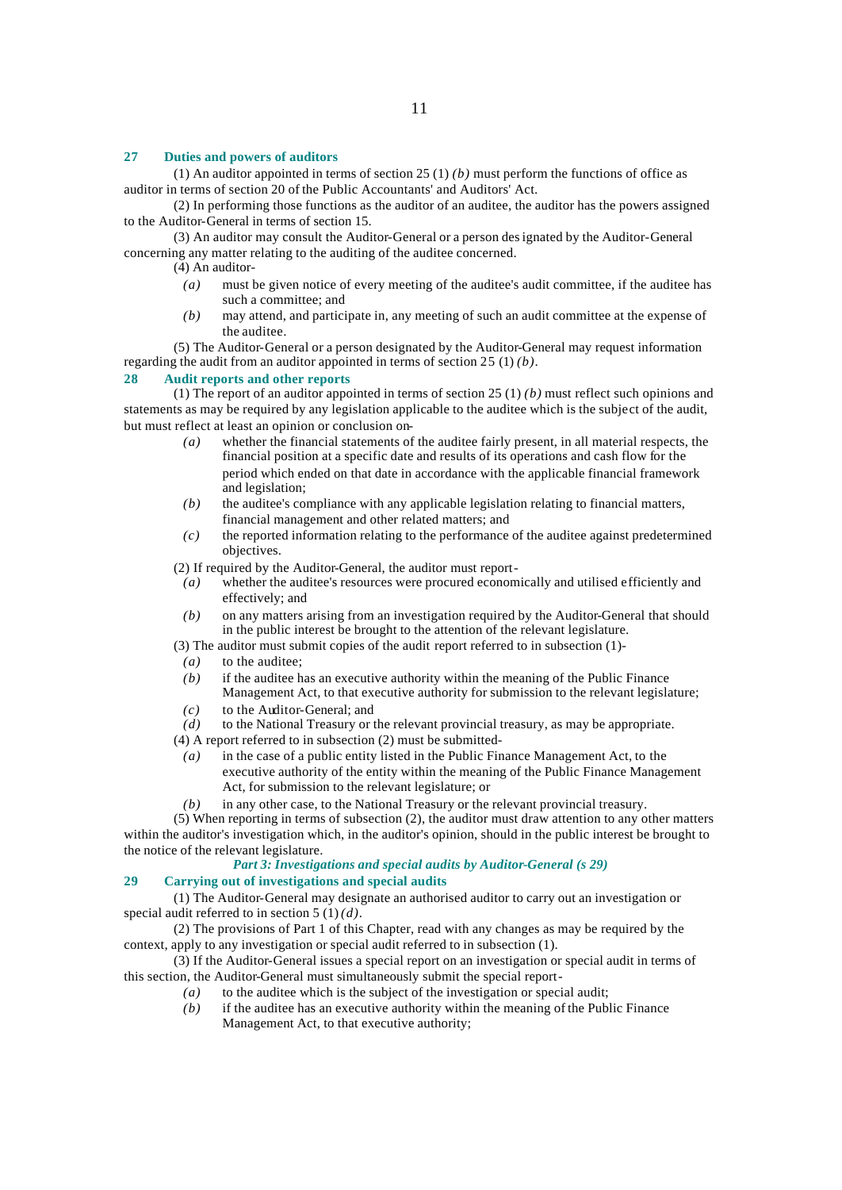### 27 Duties and powers of auditors

(1) An auditor appointed in terms of section 25 (1) *(b)* must perform the functions of office as auditor in terms of section 20 of the Public Accountants' and Auditors' Act.

(2) In performing those functions as the auditor of an auditee, the auditor has the powers assigned to the Auditor-General in terms of section 15.

(3) An auditor may consult the Auditor-General or a person designated by the Auditor-General concerning any matter relating to the auditing of the auditee concerned.

(4) An auditor-

*(a)* must be given notice of every meeting of the auditee's audit committee, if the auditee has such a committee; and

*(b)* may attend, and participate in, any meeting of such an audit committee at the expense of the auditee.

(5) The Auditor-General or a person designated by the Auditor-General may request information regarding the audit from an auditor appointed in terms of section 25 (1) *(b)*.

### 28 Audit reports and other reports

(1) The report of an auditor appointed in terms of section 25 (1) *(b)* must reflect such opinions and statements as may be required by any legislation applicable to the auditee which is the subject of the audit, but must reflect at least an opinion or conclusion on-

*(a)* whether the financial statements of the auditee fairly present, in all material respects, the financial position at a specific date and results of its operations and cash flow for the period which ended on that date in accordance with the applicable financial framework and legislation;

*(b)* the auditee's compliance with any applicable legislation relating to financial matters, financial management and other related matters; and

*(c)* the reported information relating to the performance of the auditee against predetermined objectives.

(2) If required by the Auditor-General, the auditor must report-

*(a)* whether the auditee's resources were procured economically and utilised efficiently and effectively; and

*(b)* on any matters arising from an investigation required by the Auditor-General that should in the public interest be brought to the attention of the relevant legislature.

(3) The auditor must submit copies of the audit report referred to in subsection (1)-

*(a)* to the auditee;

*(b)* if the auditee has an executive authority within the meaning of the Public Finance Management Act, to that executive authority for submission to the relevant legislature;

*(c)* to the Auditor-General; and

*(d)* to the National Treasury or the relevant provincial treasury, as may be appropriate.

(4) A report referred to in subsection (2) must be submitted-

*(a)* in the case of a public entity listed in the Public Finance Management Act, to the executive authority of the entity within the meaning of the Public Finance Management Act, for submission to the relevant legislature; or

*(b)* in any other case, to the National Treasury or the relevant provincial treasury.

(5) When reporting in terms of subsection (2), the auditor must draw attention to any other matters within the auditor's investigation which, in the auditor's opinion, should in the public interest be brought to the notice of the relevant legislature.

## *Part 3: Investigations and special audits by Auditor-General (s 29)*

### 29 Carrying out of investigations and special audits

(1) The Auditor-General may designate an authorised auditor to carry out an investigation or special audit referred to in section 5 (1) *(d)*.

(2) The provisions of Part 1 of this Chapter, read with any changes as may be required by the context, apply to any investigation or special audit referred to in subsection (1).

(3) If the Auditor-General issues a special report on an investigation or special audit in terms of this section, the Auditor-General must simultaneously submit the special report-

*(a)* to the auditee which is the subject of the investigation or special audit;

*(b)* if the auditee has an executive authority within the meaning of the Public Finance Management Act, to that executive authority;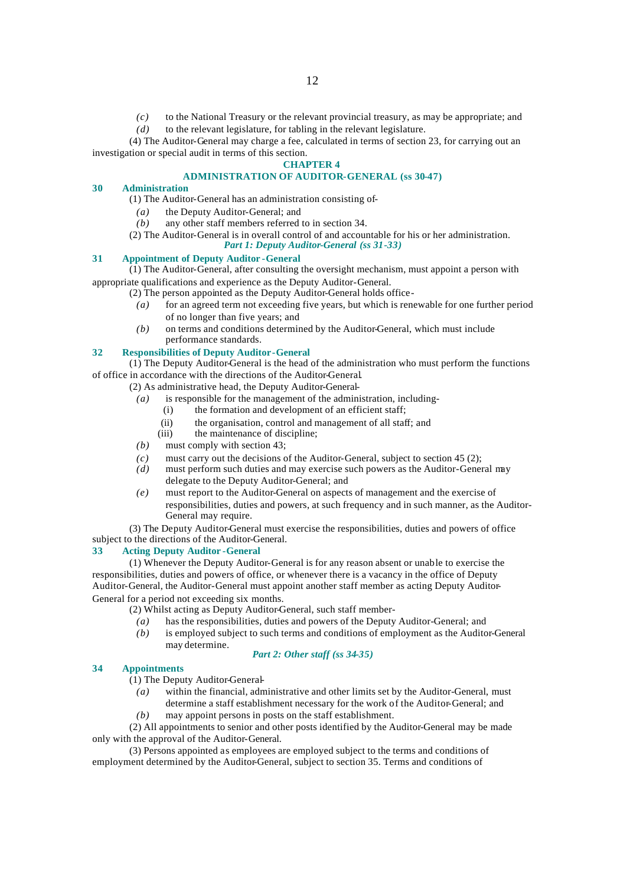*(c)* to the National Treasury or the relevant provincial treasury, as may be appropriate; and

*(d)* to the relevant legislature, for tabling in the relevant legislature.

(4) The Auditor-General may charge a fee, calculated in terms of section 23, for carrying out an investigation or special audit in terms of this section.

## CHAPTER 4

## ADMINISTRATION OF AUDITOR-GENERAL (ss 30-47)

### 30 Administration

(1) The Auditor-General has an administration consisting of-

*(a)* the Deputy Auditor-General; and

*(b)* any other staff members referred to in section 34.

(2) The Auditor-General is in overall control of and accountable for his or her administration.

***Part 1: Deputy Auditor-General (ss 31-33)***

### 31 Appointment of Deputy Auditor-General

(1) The Auditor-General, after consulting the oversight mechanism, must appoint a person with appropriate qualifications and experience as the Deputy Auditor-General.

(2) The person appointed as the Deputy Auditor-General holds office-

*(a)* for an agreed term not exceeding five years, but which is renewable for one further period of no longer than five years; and

*(b)* on terms and conditions determined by the Auditor-General, which must include performance standards.

### 32 Responsibilities of Deputy Auditor-General

(1) The Deputy Auditor-General is the head of the administration who must perform the functions of office in accordance with the directions of the Auditor-General.

(2) As administrative head, the Deputy Auditor-General-

*(a)* is responsible for the management of the administration, including-

(i) the formation and development of an efficient staff;

(ii) the organisation, control and management of all staff; and

(iii) the maintenance of discipline;

*(b)* must comply with section 43;

*(c)* must carry out the decisions of the Auditor-General, subject to section 45 (2);

*(d)* must perform such duties and may exercise such powers as the Auditor-General may delegate to the Deputy Auditor-General; and

*(e)* must report to the Auditor-General on aspects of management and the exercise of responsibilities, duties and powers, at such frequency and in such manner, as the Auditor-General may require.

(3) The Deputy Auditor-General must exercise the responsibilities, duties and powers of office subject to the directions of the Auditor-General.

### 33 Acting Deputy Auditor-General

(1) Whenever the Deputy Auditor-General is for any reason absent or unable to exercise the responsibilities, duties and powers of office, or whenever there is a vacancy in the office of Deputy Auditor-General, the Auditor-General must appoint another staff member as acting Deputy Auditor-General for a period not exceeding six months.

(2) Whilst acting as Deputy Auditor-General, such staff member-

*(a)* has the responsibilities, duties and powers of the Deputy Auditor-General; and

*(b)* is employed subject to such terms and conditions of employment as the Auditor-General may determine.

***Part 2: Other staff (ss 34-35)***

### 34 Appointments

(1) The Deputy Auditor-General-

*(a)* within the financial, administrative and other limits set by the Auditor-General, must determine a staff establishment necessary for the work of the Auditor-General; and

*(b)* may appoint persons in posts on the staff establishment.

(2) All appointments to senior and other posts identified by the Auditor-General may be made only with the approval of the Auditor-General.

(3) Persons appointed as employees are employed subject to the terms and conditions of employment determined by the Auditor-General, subject to section 35. Terms and conditions of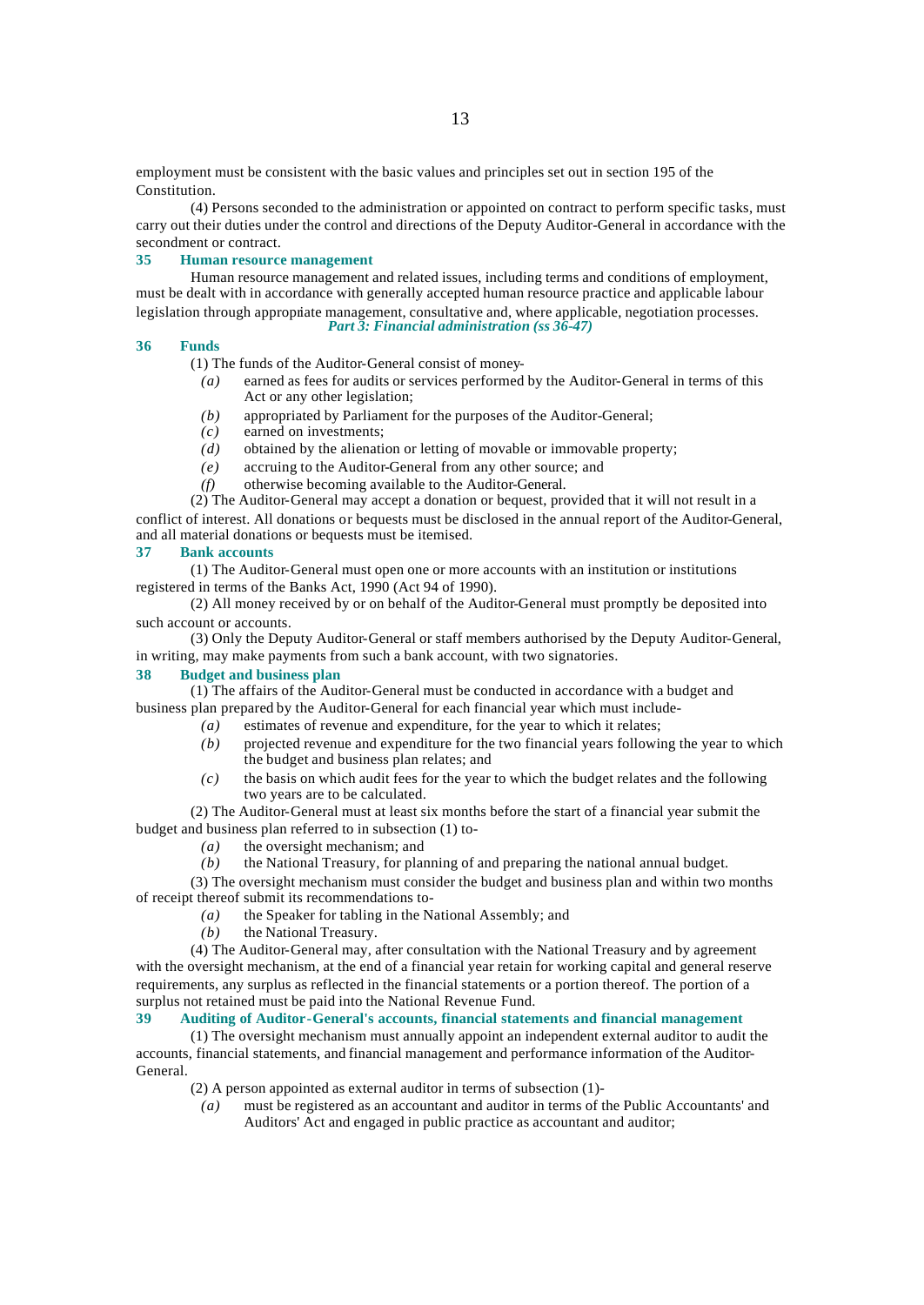employment must be consistent with the basic values and principles set out in section 195 of the Constitution.

(4) Persons seconded to the administration or appointed on contract to perform specific tasks, must carry out their duties under the control and directions of the Deputy Auditor-General in accordance with the secondment or contract.

### 35 Human resource management

Human resource management and related issues, including terms and conditions of employment, must be dealt with in accordance with generally accepted human resource practice and applicable labour legislation through appropriate management, consultative and, where applicable, negotiation processes.

## *Part 3: Financial administration (ss 36-47)*

### 36 Funds

(1) The funds of the Auditor-General consist of money-

*(a)* earned as fees for audits or services performed by the Auditor-General in terms of this Act or any other legislation;

*(b)* appropriated by Parliament for the purposes of the Auditor-General;

*(c)* earned on investments;

*(d)* obtained by the alienation or letting of movable or immovable property;

*(e)* accruing to the Auditor-General from any other source; and

*(f)* otherwise becoming available to the Auditor-General.

(2) The Auditor-General may accept a donation or bequest, provided that it will not result in a conflict of interest. All donations or bequests must be disclosed in the annual report of the Auditor-General, and all material donations or bequests must be itemised.

### 37 Bank accounts

(1) The Auditor-General must open one or more accounts with an institution or institutions registered in terms of the Banks Act, 1990 (Act 94 of 1990).

(2) All money received by or on behalf of the Auditor-General must promptly be deposited into such account or accounts.

(3) Only the Deputy Auditor-General or staff members authorised by the Deputy Auditor-General, in writing, may make payments from such a bank account, with two signatories.

### 38 Budget and business plan

(1) The affairs of the Auditor-General must be conducted in accordance with a budget and business plan prepared by the Auditor-General for each financial year which must include-

*(a)* estimates of revenue and expenditure, for the year to which it relates;

*(b)* projected revenue and expenditure for the two financial years following the year to which the budget and business plan relates; and

*(c)* the basis on which audit fees for the year to which the budget relates and the following two years are to be calculated.

(2) The Auditor-General must at least six months before the start of a financial year submit the budget and business plan referred to in subsection (1) to-

*(a)* the oversight mechanism; and

*(b)* the National Treasury, for planning of and preparing the national annual budget.

(3) The oversight mechanism must consider the budget and business plan and within two months of receipt thereof submit its recommendations to-

*(a)* the Speaker for tabling in the National Assembly; and

*(b)* the National Treasury.

(4) The Auditor-General may, after consultation with the National Treasury and by agreement with the oversight mechanism, at the end of a financial year retain for working capital and general reserve requirements, any surplus as reflected in the financial statements or a portion thereof. The portion of a surplus not retained must be paid into the National Revenue Fund.

### 39 Auditing of Auditor-General's accounts, financial statements and financial management

(1) The oversight mechanism must annually appoint an independent external auditor to audit the accounts, financial statements, and financial management and performance information of the Auditor-General.

(2) A person appointed as external auditor in terms of subsection (1)-

*(a)* must be registered as an accountant and auditor in terms of the Public Accountants' and Auditors' Act and engaged in public practice as accountant and auditor;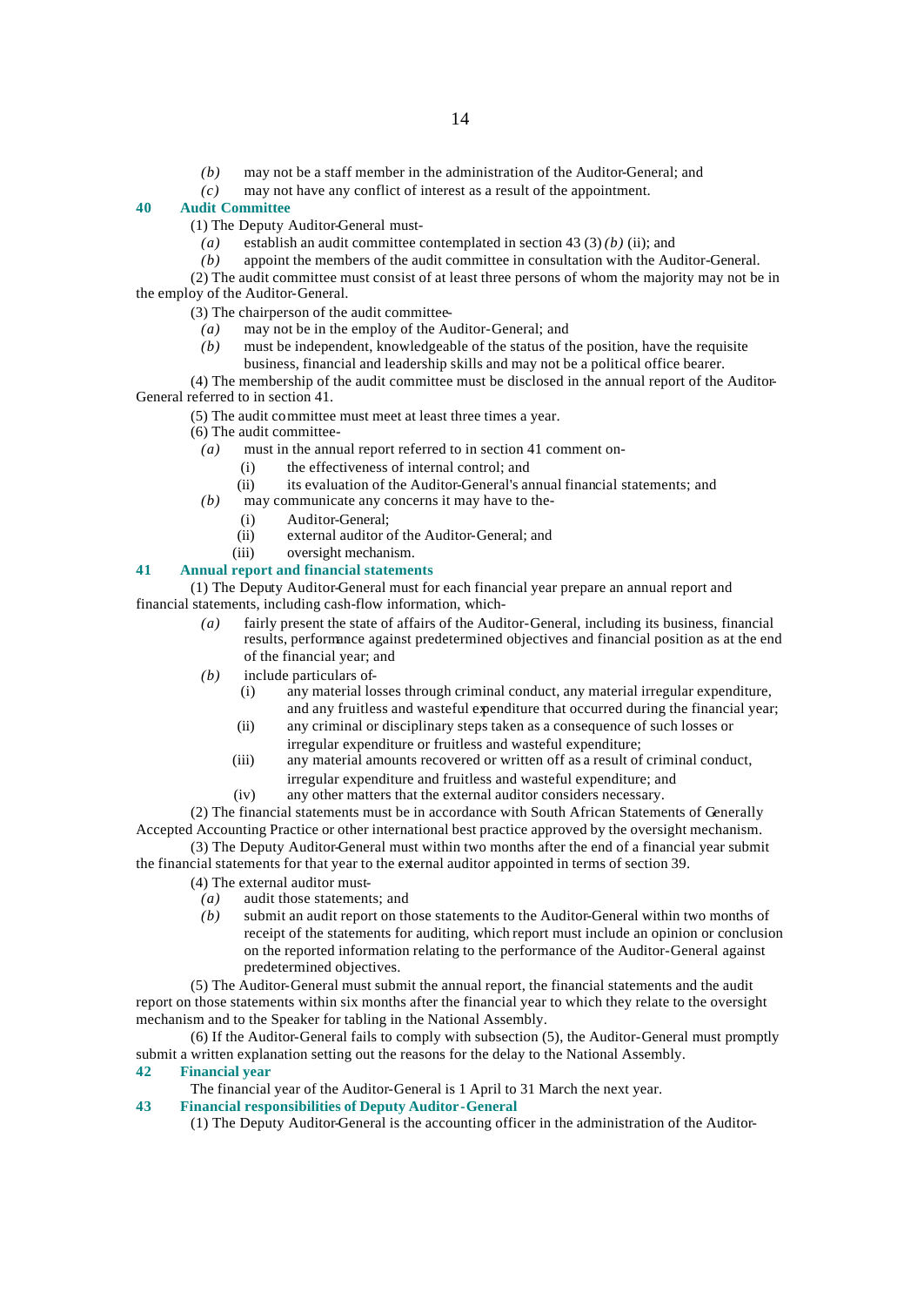*(b)* may not be a staff member in the administration of the Auditor-General; and

*(c)* may not have any conflict of interest as a result of the appointment.

**40 Audit Committee**

(1) The Deputy Auditor-General must-

*(a)* establish an audit committee contemplated in section 43 (3) *(b)* (ii); and

*(b)* appoint the members of the audit committee in consultation with the Auditor-General.

(2) The audit committee must consist of at least three persons of whom the majority may not be in the employ of the Auditor-General.

(3) The chairperson of the audit committee-

*(a)* may not be in the employ of the Auditor-General; and

*(b)* must be independent, knowledgeable of the status of the position, have the requisite business, financial and leadership skills and may not be a political office bearer.

(4) The membership of the audit committee must be disclosed in the annual report of the Auditor-General referred to in section 41.

(5) The audit committee must meet at least three times a year.

(6) The audit committee-

*(a)* must in the annual report referred to in section 41 comment on-

(i) the effectiveness of internal control; and

(ii) its evaluation of the Auditor-General's annual financial statements; and

*(b)* may communicate any concerns it may have to the-

(i) Auditor-General;

(ii) external auditor of the Auditor-General; and

(iii) oversight mechanism.

**41 Annual report and financial statements**

(1) The Deputy Auditor-General must for each financial year prepare an annual report and financial statements, including cash-flow information, which-

*(a)* fairly present the state of affairs of the Auditor-General, including its business, financial results, performance against predetermined objectives and financial position as at the end of the financial year; and

*(b)* include particulars of-

(i) any material losses through criminal conduct, any material irregular expenditure, and any fruitless and wasteful expenditure that occurred during the financial year;

(ii) any criminal or disciplinary steps taken as a consequence of such losses or irregular expenditure or fruitless and wasteful expenditure;

(iii) any material amounts recovered or written off as a result of criminal conduct, irregular expenditure and fruitless and wasteful expenditure; and

(iv) any other matters that the external auditor considers necessary.

(2) The financial statements must be in accordance with South African Statements of Generally Accepted Accounting Practice or other international best practice approved by the oversight mechanism.

(3) The Deputy Auditor-General must within two months after the end of a financial year submit the financial statements for that year to the external auditor appointed in terms of section 39.

(4) The external auditor must-

*(a)* audit those statements; and

*(b)* submit an audit report on those statements to the Auditor-General within two months of receipt of the statements for auditing, which report must include an opinion or conclusion on the reported information relating to the performance of the Auditor-General against predetermined objectives.

(5) The Auditor-General must submit the annual report, the financial statements and the audit report on those statements within six months after the financial year to which they relate to the oversight mechanism and to the Speaker for tabling in the National Assembly.

(6) If the Auditor-General fails to comply with subsection (5), the Auditor-General must promptly submit a written explanation setting out the reasons for the delay to the National Assembly.

**42 Financial year**

The financial year of the Auditor-General is 1 April to 31 March the next year.

**43 Financial responsibilities of Deputy Auditor-General**

(1) The Deputy Auditor-General is the accounting officer in the administration of the Auditor-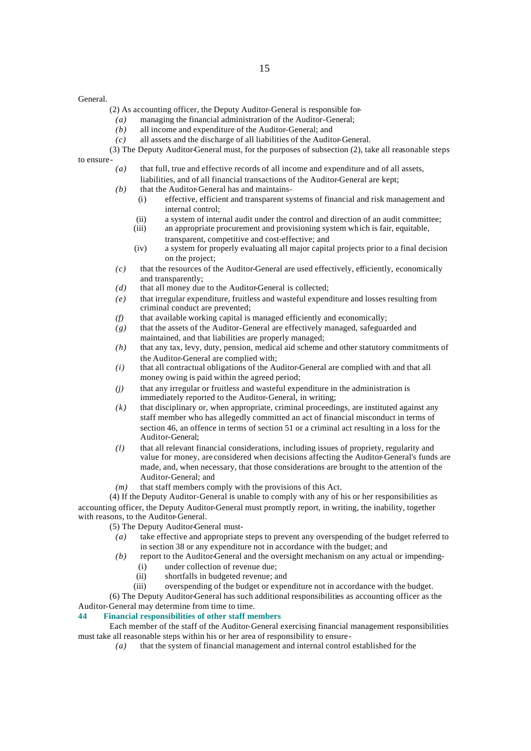General.

(2) As accounting officer, the Deputy Auditor-General is responsible for-

*(a)* managing the financial administration of the Auditor-General;

*(b)* all income and expenditure of the Auditor-General; and

*(c)* all assets and the discharge of all liabilities of the Auditor-General.

(3) The Deputy Auditor-General must, for the purposes of subsection (2), take all reasonable steps to ensure-

*(a)* that full, true and effective records of all income and expenditure and of all assets, liabilities, and of all financial transactions of the Auditor-General are kept;

*(b)* that the Auditor-General has and maintains-

(i) effective, efficient and transparent systems of financial and risk management and internal control;

(ii) a system of internal audit under the control and direction of an audit committee;

(iii) an appropriate procurement and provisioning system which is fair, equitable, transparent, competitive and cost-effective; and

(iv) a system for properly evaluating all major capital projects prior to a final decision on the project;

*(c)* that the resources of the Auditor-General are used effectively, efficiently, economically and transparently;

*(d)* that all money due to the Auditor-General is collected;

*(e)* that irregular expenditure, fruitless and wasteful expenditure and losses resulting from criminal conduct are prevented;

*(f)* that available working capital is managed efficiently and economically;

*(g)* that the assets of the Auditor-General are effectively managed, safeguarded and maintained, and that liabilities are properly managed;

*(h)* that any tax, levy, duty, pension, medical aid scheme and other statutory commitments of the Auditor-General are complied with;

*(i)* that all contractual obligations of the Auditor-General are complied with and that all money owing is paid within the agreed period;

*(j)* that any irregular or fruitless and wasteful expenditure in the administration is immediately reported to the Auditor-General, in writing;

*(k)* that disciplinary or, when appropriate, criminal proceedings, are instituted against any staff member who has allegedly committed an act of financial misconduct in terms of section 46, an offence in terms of section 51 or a criminal act resulting in a loss for the Auditor-General;

*(l)* that all relevant financial considerations, including issues of propriety, regularity and value for money, are considered when decisions affecting the Auditor-General's funds are made, and, when necessary, that those considerations are brought to the attention of the Auditor-General; and

*(m)* that staff members comply with the provisions of this Act.

(4) If the Deputy Auditor-General is unable to comply with any of his or her responsibilities as accounting officer, the Deputy Auditor-General must promptly report, in writing, the inability, together with reasons, to the Auditor-General.

(5) The Deputy Auditor-General must-

*(a)* take effective and appropriate steps to prevent any overspending of the budget referred to in section 38 or any expenditure not in accordance with the budget; and

*(b)* report to the Auditor-General and the oversight mechanism on any actual or impending-

(i) under collection of revenue due;

(ii) shortfalls in budgeted revenue; and

(iii) overspending of the budget or expenditure not in accordance with the budget.

(6) The Deputy Auditor-General has such additional responsibilities as accounting officer as the Auditor-General may determine from time to time.

### 44 Financial responsibilities of other staff members

Each member of the staff of the Auditor-General exercising financial management responsibilities must take all reasonable steps within his or her area of responsibility to ensure-

*(a)* that the system of financial management and internal control established for the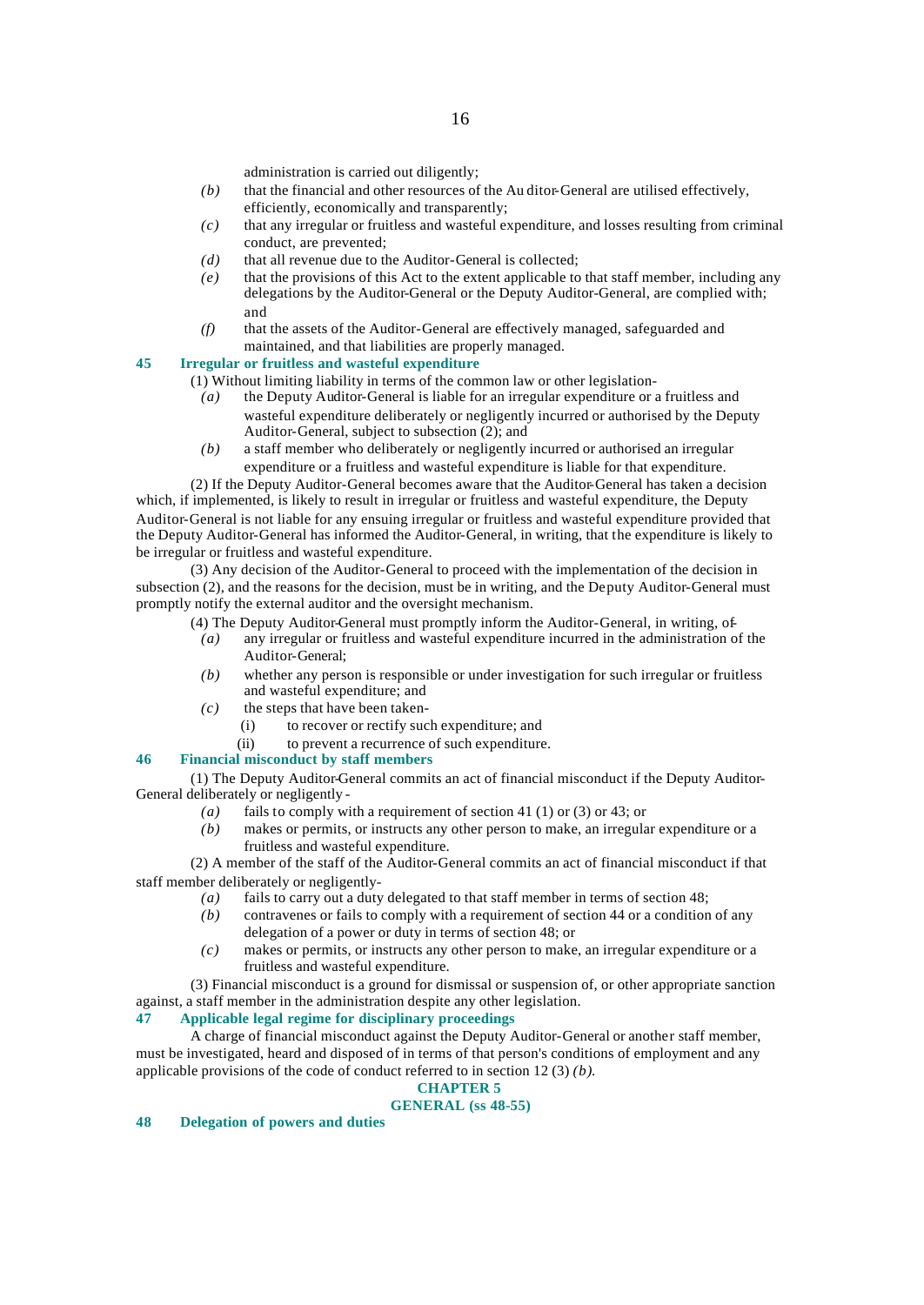administration is carried out diligently;

*(b)* that the financial and other resources of the Auditor-General are utilised effectively, efficiently, economically and transparently;

*(c)* that any irregular or fruitless and wasteful expenditure, and losses resulting from criminal conduct, are prevented;

*(d)* that all revenue due to the Auditor-General is collected;

*(e)* that the provisions of this Act to the extent applicable to that staff member, including any delegations by the Auditor-General or the Deputy Auditor-General, are complied with; and

*(f)* that the assets of the Auditor-General are effectively managed, safeguarded and maintained, and that liabilities are properly managed.

### 45 Irregular or fruitless and wasteful expenditure

(1) Without limiting liability in terms of the common law or other legislation-

*(a)* the Deputy Auditor-General is liable for an irregular expenditure or a fruitless and wasteful expenditure deliberately or negligently incurred or authorised by the Deputy Auditor-General, subject to subsection (2); and

*(b)* a staff member who deliberately or negligently incurred or authorised an irregular expenditure or a fruitless and wasteful expenditure is liable for that expenditure.

(2) If the Deputy Auditor-General becomes aware that the Auditor-General has taken a decision which, if implemented, is likely to result in irregular or fruitless and wasteful expenditure, the Deputy Auditor-General is not liable for any ensuing irregular or fruitless and wasteful expenditure provided that the Deputy Auditor-General has informed the Auditor-General, in writing, that the expenditure is likely to be irregular or fruitless and wasteful expenditure.

(3) Any decision of the Auditor-General to proceed with the implementation of the decision in subsection (2), and the reasons for the decision, must be in writing, and the Deputy Auditor-General must promptly notify the external auditor and the oversight mechanism.

(4) The Deputy Auditor-General must promptly inform the Auditor-General, in writing, of-

*(a)* any irregular or fruitless and wasteful expenditure incurred in the administration of the Auditor-General;

*(b)* whether any person is responsible or under investigation for such irregular or fruitless and wasteful expenditure; and

*(c)* the steps that have been taken-

(i) to recover or rectify such expenditure; and

(ii) to prevent a recurrence of such expenditure.

### 46 Financial misconduct by staff members

(1) The Deputy Auditor-General commits an act of financial misconduct if the Deputy Auditor-General deliberately or negligently -

*(a)* fails to comply with a requirement of section 41 (1) or (3) or 43; or

*(b)* makes or permits, or instructs any other person to make, an irregular expenditure or a fruitless and wasteful expenditure.

(2) A member of the staff of the Auditor-General commits an act of financial misconduct if that staff member deliberately or negligently-

*(a)* fails to carry out a duty delegated to that staff member in terms of section 48;

*(b)* contravenes or fails to comply with a requirement of section 44 or a condition of any delegation of a power or duty in terms of section 48; or

*(c)* makes or permits, or instructs any other person to make, an irregular expenditure or a fruitless and wasteful expenditure.

(3) Financial misconduct is a ground for dismissal or suspension of, or other appropriate sanction against, a staff member in the administration despite any other legislation.

### 47 Applicable legal regime for disciplinary proceedings

A charge of financial misconduct against the Deputy Auditor-General or another staff member, must be investigated, heard and disposed of in terms of that person's conditions of employment and any applicable provisions of the code of conduct referred to in section 12 (3) *(b)*.

## CHAPTER 5
## GENERAL (ss 48-55)

### 48 Delegation of powers and duties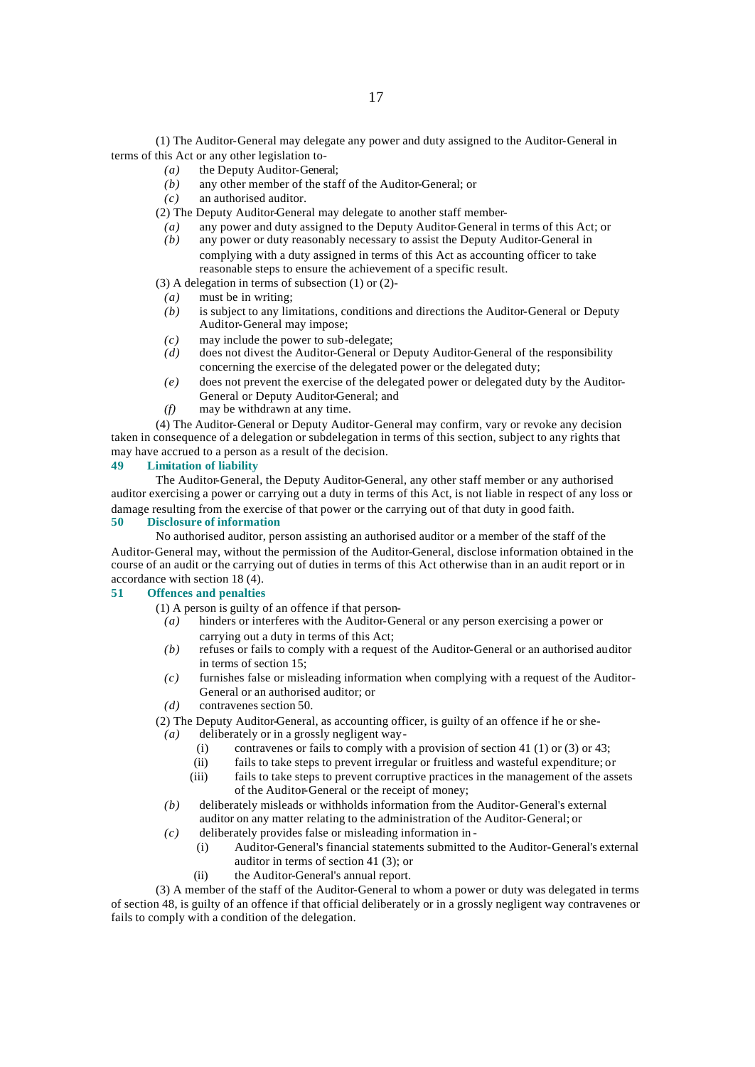(1) The Auditor-General may delegate any power and duty assigned to the Auditor-General in terms of this Act or any other legislation to-

*(a)* the Deputy Auditor-General;

*(b)* any other member of the staff of the Auditor-General; or

*(c)* an authorised auditor.

(2) The Deputy Auditor-General may delegate to another staff member-

*(a)* any power and duty assigned to the Deputy Auditor-General in terms of this Act; or

*(b)* any power or duty reasonably necessary to assist the Deputy Auditor-General in complying with a duty assigned in terms of this Act as accounting officer to take reasonable steps to ensure the achievement of a specific result.

(3) A delegation in terms of subsection (1) or (2)-

*(a)* must be in writing;

*(b)* is subject to any limitations, conditions and directions the Auditor-General or Deputy Auditor-General may impose;

*(c)* may include the power to sub-delegate;

*(d)* does not divest the Auditor-General or Deputy Auditor-General of the responsibility concerning the exercise of the delegated power or the delegated duty;

*(e)* does not prevent the exercise of the delegated power or delegated duty by the Auditor-General or Deputy Auditor-General; and

*(f)* may be withdrawn at any time.

(4) The Auditor-General or Deputy Auditor-General may confirm, vary or revoke any decision taken in consequence of a delegation or subdelegation in terms of this section, subject to any rights that may have accrued to a person as a result of the decision.

### 49 Limitation of liability

The Auditor-General, the Deputy Auditor-General, any other staff member or any authorised auditor exercising a power or carrying out a duty in terms of this Act, is not liable in respect of any loss or damage resulting from the exercise of that power or the carrying out of that duty in good faith.

### 50 Disclosure of information

No authorised auditor, person assisting an authorised auditor or a member of the staff of the Auditor-General may, without the permission of the Auditor-General, disclose information obtained in the course of an audit or the carrying out of duties in terms of this Act otherwise than in an audit report or in accordance with section 18 (4).

### 51 Offences and penalties

(1) A person is guilty of an offence if that person-

*(a)* hinders or interferes with the Auditor-General or any person exercising a power or carrying out a duty in terms of this Act;

*(b)* refuses or fails to comply with a request of the Auditor-General or an authorised auditor in terms of section 15;

*(c)* furnishes false or misleading information when complying with a request of the Auditor-General or an authorised auditor; or

*(d)* contravenes section 50.

(2) The Deputy Auditor-General, as accounting officer, is guilty of an offence if he or she-

*(a)* deliberately or in a grossly negligent way-

(i) contravenes or fails to comply with a provision of section 41 (1) or (3) or 43;

(ii) fails to take steps to prevent irregular or fruitless and wasteful expenditure; or

(iii) fails to take steps to prevent corruptive practices in the management of the assets of the Auditor-General or the receipt of money;

*(b)* deliberately misleads or withholds information from the Auditor-General's external auditor on any matter relating to the administration of the Auditor-General; or

*(c)* deliberately provides false or misleading information in -

(i) Auditor-General's financial statements submitted to the Auditor-General's external auditor in terms of section 41 (3); or

(ii) the Auditor-General's annual report.

(3) A member of the staff of the Auditor-General to whom a power or duty was delegated in terms of section 48, is guilty of an offence if that official deliberately or in a grossly negligent way contravenes or fails to comply with a condition of the delegation.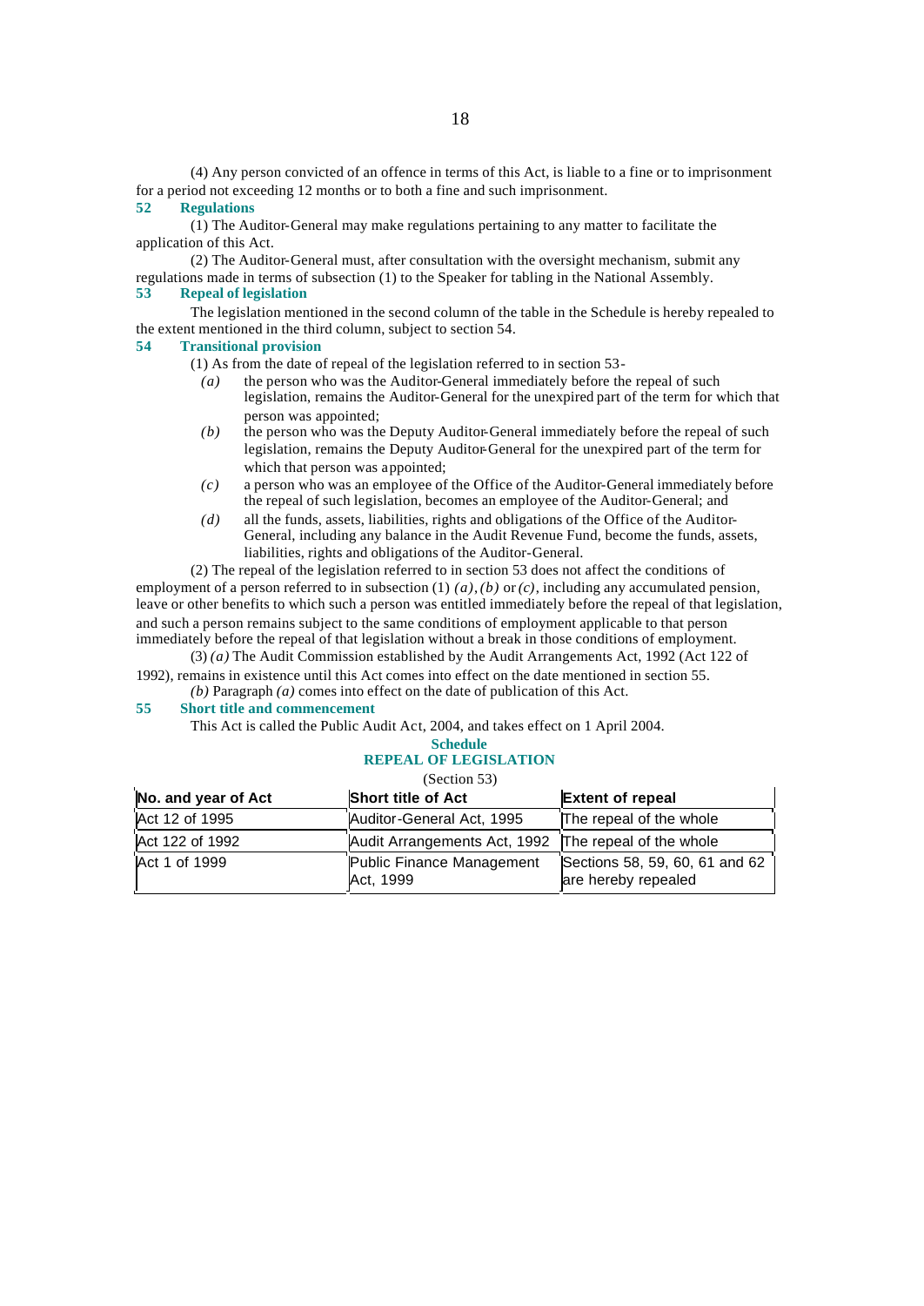(4) Any person convicted of an offence in terms of this Act, is liable to a fine or to imprisonment for a period not exceeding 12 months or to both a fine and such imprisonment.

**52 Regulations**

(1) The Auditor-General may make regulations pertaining to any matter to facilitate the application of this Act.

(2) The Auditor-General must, after consultation with the oversight mechanism, submit any regulations made in terms of subsection (1) to the Speaker for tabling in the National Assembly.

**53 Repeal of legislation**

The legislation mentioned in the second column of the table in the Schedule is hereby repealed to the extent mentioned in the third column, subject to section 54.

**54 Transitional provision**

(1) As from the date of repeal of the legislation referred to in section 53-

*(a)* the person who was the Auditor-General immediately before the repeal of such legislation, remains the Auditor-General for the unexpired part of the term for which that person was appointed;

*(b)* the person who was the Deputy Auditor-General immediately before the repeal of such legislation, remains the Deputy Auditor-General for the unexpired part of the term for which that person was appointed;

*(c)* a person who was an employee of the Office of the Auditor-General immediately before the repeal of such legislation, becomes an employee of the Auditor-General; and

*(d)* all the funds, assets, liabilities, rights and obligations of the Office of the Auditor-General, including any balance in the Audit Revenue Fund, become the funds, assets, liabilities, rights and obligations of the Auditor-General.

(2) The repeal of the legislation referred to in section 53 does not affect the conditions of employment of a person referred to in subsection (1) *(a)*, *(b)* or *(c)*, including any accumulated pension, leave or other benefits to which such a person was entitled immediately before the repeal of that legislation, and such a person remains subject to the same conditions of employment applicable to that person immediately before the repeal of that legislation without a break in those conditions of employment.

(3) *(a)* The Audit Commission established by the Audit Arrangements Act, 1992 (Act 122 of 1992), remains in existence until this Act comes into effect on the date mentioned in section 55.

*(b)* Paragraph *(a)* comes into effect on the date of publication of this Act.

**55 Short title and commencement**

This Act is called the Public Audit Act, 2004, and takes effect on 1 April 2004.

**Schedule**

**REPEAL OF LEGISLATION**

(Section 53)

| No. and year of Act | Short title of Act | Extent of repeal |
|---|---|---|
| Act 12 of 1995 | Auditor-General Act, 1995 | The repeal of the whole |
| Act 122 of 1992 | Audit Arrangements Act, 1992 | The repeal of the whole |
| Act 1 of 1999 | Public Finance Management Act, 1999 | Sections 58, 59, 60, 61 and 62 are hereby repealed |